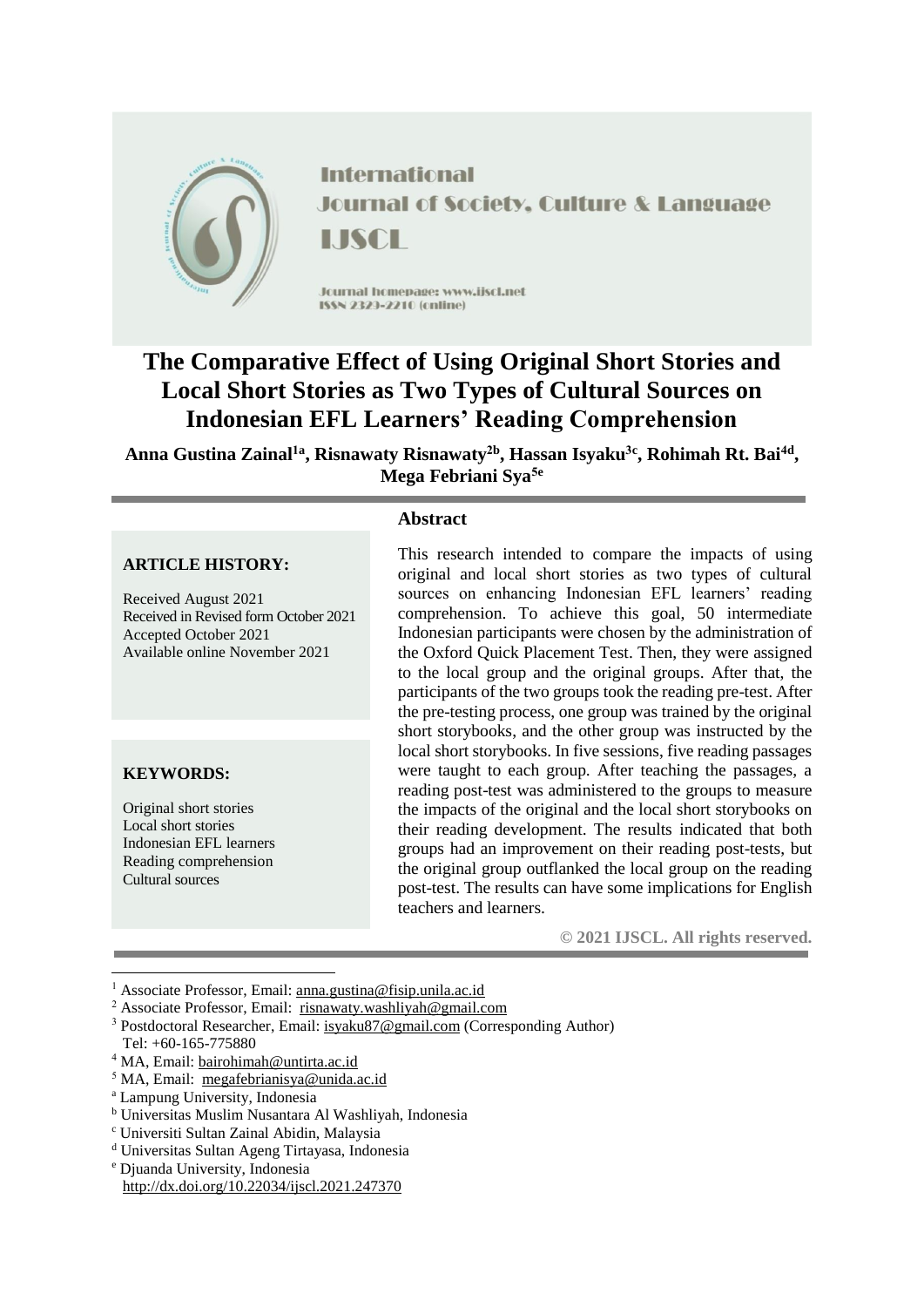International Journal of Society, Culture & Language

IJSCL

Journal homepage: www.ijscl.net

ISSN 2329-2210 (online)

# The Comparative Effect of Using Original Short Stories and Local Short Stories as Two Types of Cultural Sources on Indonesian EFL Learners' Reading Comprehension

**Anna Gustina Zainal[1a], Risnawaty Risnawaty[2b], Hassan Isyaku[3c], Rohimah Rt. Bai[4d], Mega Febriani Sya[5e]**

**ARTICLE HISTORY:**

Received August 2021
Received in Revised form October 2021
Accepted October 2021
Available online November 2021

**KEYWORDS:**

Original short stories
Local short stories
Indonesian EFL learners
Reading comprehension
Cultural sources

## Abstract

This research intended to compare the impacts of using original and local short stories as two types of cultural sources on enhancing Indonesian EFL learners' reading comprehension. To achieve this goal, 50 intermediate Indonesian participants were chosen by the administration of the Oxford Quick Placement Test. Then, they were assigned to the local group and the original groups. After that, the participants of the two groups took the reading pre-test. After the pre-testing process, one group was trained by the original short storybooks, and the other group was instructed by the local short storybooks. In five sessions, five reading passages were taught to each group. After teaching the passages, a reading post-test was administered to the groups to measure the impacts of the original and the local short storybooks on their reading development. The results indicated that both groups had an improvement on their reading post-tests, but the original group outflanked the local group on the reading post-test. The results can have some implications for English teachers and learners.

**© 2021 IJSCL. All rights reserved.**

---

[1] Associate Professor, Email: anna.gustina@fisip.unila.ac.id
[2] Associate Professor, Email: risnawaty.washliyah@gmail.com
[3] Postdoctoral Researcher, Email: isyaku87@gmail.com (Corresponding Author)
Tel: +60-165-775880
[4] MA, Email: bairohimah@untirta.ac.id
[5] MA, Email: megafebrianisya@unida.ac.id
[a] Lampung University, Indonesia
[b] Universitas Muslim Nusantara Al Washliyah, Indonesia
[c] Universiti Sultan Zainal Abidin, Malaysia
[d] Universitas Sultan Ageng Tirtayasa, Indonesia
[e] Djuanda University, Indonesia
http://dx.doi.org/10.22034/ijscl.2021.247370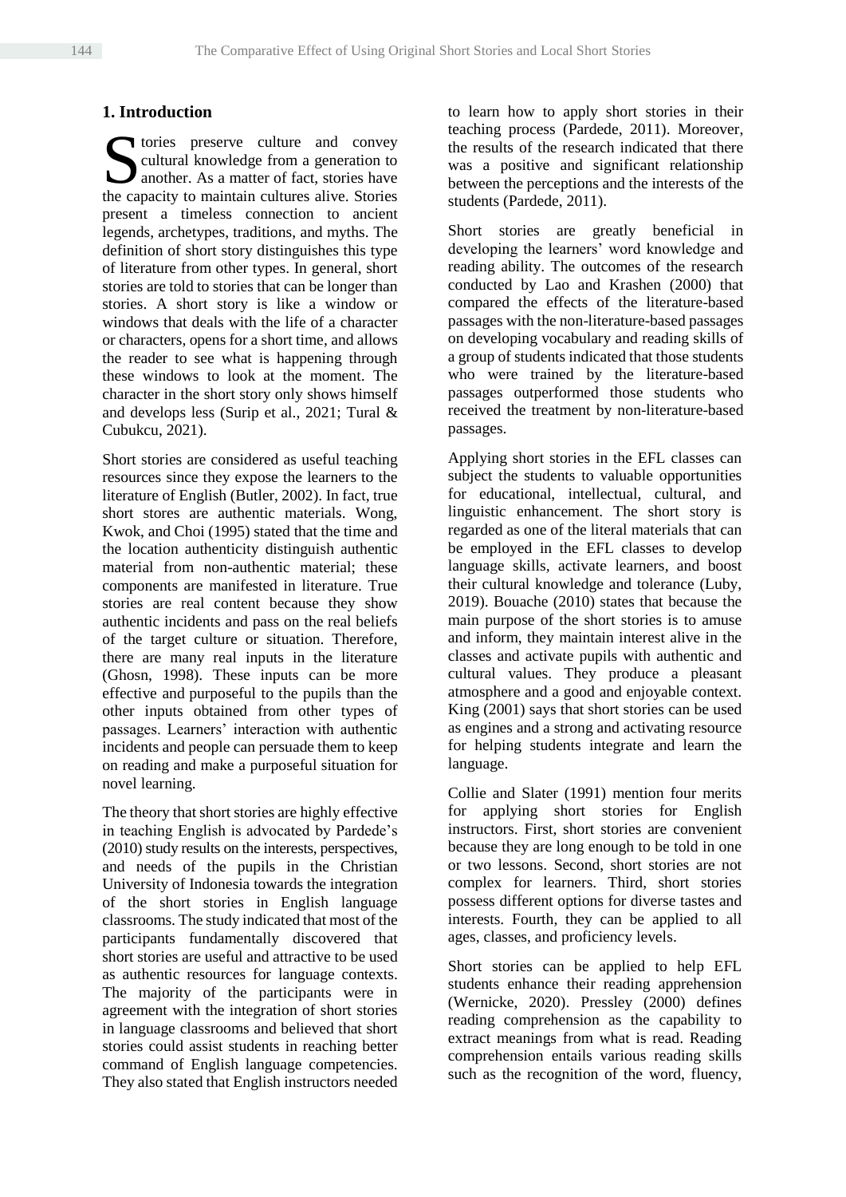## 1. Introduction

Stories preserve culture and convey cultural knowledge from a generation to another. As a matter of fact, stories have the capacity to maintain cultures alive. Stories present a timeless connection to ancient legends, archetypes, traditions, and myths. The definition of short story distinguishes this type of literature from other types. In general, short stories are told to stories that can be longer than stories. A short story is like a window or windows that deals with the life of a character or characters, opens for a short time, and allows the reader to see what is happening through these windows to look at the moment. The character in the short story only shows himself and develops less (Surip et al., 2021; Tural & Cubukcu, 2021).

Short stories are considered as useful teaching resources since they expose the learners to the literature of English (Butler, 2002). In fact, true short stores are authentic materials. Wong, Kwok, and Choi (1995) stated that the time and the location authenticity distinguish authentic material from non-authentic material; these components are manifested in literature. True stories are real content because they show authentic incidents and pass on the real beliefs of the target culture or situation. Therefore, there are many real inputs in the literature (Ghosn, 1998). These inputs can be more effective and purposeful to the pupils than the other inputs obtained from other types of passages. Learners' interaction with authentic incidents and people can persuade them to keep on reading and make a purposeful situation for novel learning.

The theory that short stories are highly effective in teaching English is advocated by Pardede's (2010) study results on the interests, perspectives, and needs of the pupils in the Christian University of Indonesia towards the integration of the short stories in English language classrooms. The study indicated that most of the participants fundamentally discovered that short stories are useful and attractive to be used as authentic resources for language contexts. The majority of the participants were in agreement with the integration of short stories in language classrooms and believed that short stories could assist students in reaching better command of English language competencies. They also stated that English instructors needed to learn how to apply short stories in their teaching process (Pardede, 2011). Moreover, the results of the research indicated that there was a positive and significant relationship between the perceptions and the interests of the students (Pardede, 2011).

Short stories are greatly beneficial in developing the learners' word knowledge and reading ability. The outcomes of the research conducted by Lao and Krashen (2000) that compared the effects of the literature-based passages with the non-literature-based passages on developing vocabulary and reading skills of a group of students indicated that those students who were trained by the literature-based passages outperformed those students who received the treatment by non-literature-based passages.

Applying short stories in the EFL classes can subject the students to valuable opportunities for educational, intellectual, cultural, and linguistic enhancement. The short story is regarded as one of the literal materials that can be employed in the EFL classes to develop language skills, activate learners, and boost their cultural knowledge and tolerance (Luby, 2019). Bouache (2010) states that because the main purpose of the short stories is to amuse and inform, they maintain interest alive in the classes and activate pupils with authentic and cultural values. They produce a pleasant atmosphere and a good and enjoyable context. King (2001) says that short stories can be used as engines and a strong and activating resource for helping students integrate and learn the language.

Collie and Slater (1991) mention four merits for applying short stories for English instructors. First, short stories are convenient because they are long enough to be told in one or two lessons. Second, short stories are not complex for learners. Third, short stories possess different options for diverse tastes and interests. Fourth, they can be applied to all ages, classes, and proficiency levels.

Short stories can be applied to help EFL students enhance their reading apprehension (Wernicke, 2020). Pressley (2000) defines reading comprehension as the capability to extract meanings from what is read. Reading comprehension entails various reading skills such as the recognition of the word, fluency,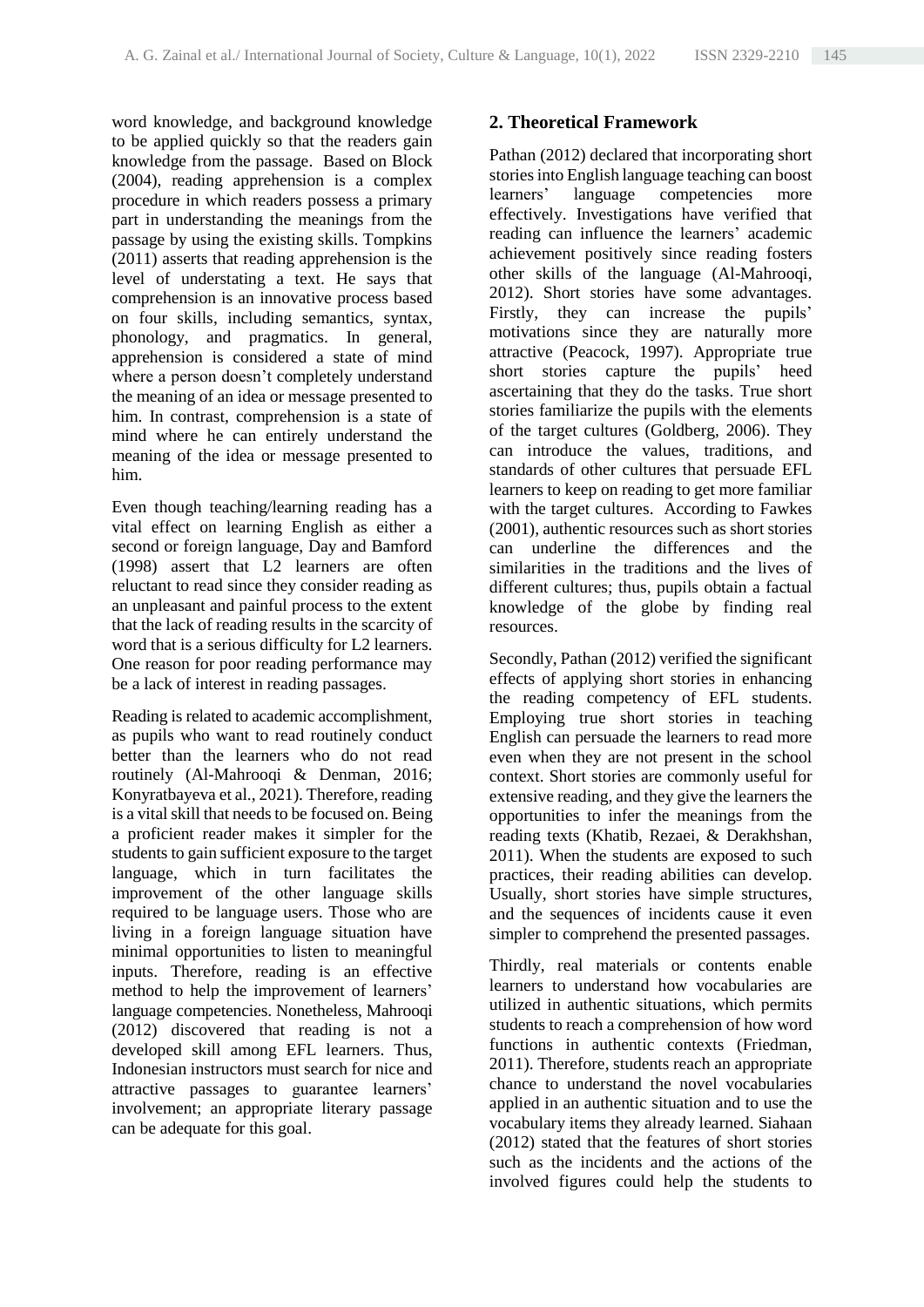word knowledge, and background knowledge to be applied quickly so that the readers gain knowledge from the passage. Based on Block (2004), reading apprehension is a complex procedure in which readers possess a primary part in understanding the meanings from the passage by using the existing skills. Tompkins (2011) asserts that reading apprehension is the level of understating a text. He says that comprehension is an innovative process based on four skills, including semantics, syntax, phonology, and pragmatics. In general, apprehension is considered a state of mind where a person doesn't completely understand the meaning of an idea or message presented to him. In contrast, comprehension is a state of mind where he can entirely understand the meaning of the idea or message presented to him.

Even though teaching/learning reading has a vital effect on learning English as either a second or foreign language, Day and Bamford (1998) assert that L2 learners are often reluctant to read since they consider reading as an unpleasant and painful process to the extent that the lack of reading results in the scarcity of word that is a serious difficulty for L2 learners. One reason for poor reading performance may be a lack of interest in reading passages.

Reading is related to academic accomplishment, as pupils who want to read routinely conduct better than the learners who do not read routinely (Al-Mahrooqi & Denman, 2016; Konyratbayeva et al., 2021). Therefore, reading is a vital skill that needs to be focused on. Being a proficient reader makes it simpler for the students to gain sufficient exposure to the target language, which in turn facilitates the improvement of the other language skills required to be language users. Those who are living in a foreign language situation have minimal opportunities to listen to meaningful inputs. Therefore, reading is an effective method to help the improvement of learners' language competencies. Nonetheless, Mahrooqi (2012) discovered that reading is not a developed skill among EFL learners. Thus, Indonesian instructors must search for nice and attractive passages to guarantee learners' involvement; an appropriate literary passage can be adequate for this goal.

## 2. Theoretical Framework

Pathan (2012) declared that incorporating short stories into English language teaching can boost learners' language competencies more effectively. Investigations have verified that reading can influence the learners' academic achievement positively since reading fosters other skills of the language (Al-Mahrooqi, 2012). Short stories have some advantages. Firstly, they can increase the pupils' motivations since they are naturally more attractive (Peacock, 1997). Appropriate true short stories capture the pupils' heed ascertaining that they do the tasks. True short stories familiarize the pupils with the elements of the target cultures (Goldberg, 2006). They can introduce the values, traditions, and standards of other cultures that persuade EFL learners to keep on reading to get more familiar with the target cultures. According to Fawkes (2001), authentic resources such as short stories can underline the differences and the similarities in the traditions and the lives of different cultures; thus, pupils obtain a factual knowledge of the globe by finding real resources.

Secondly, Pathan (2012) verified the significant effects of applying short stories in enhancing the reading competency of EFL students. Employing true short stories in teaching English can persuade the learners to read more even when they are not present in the school context. Short stories are commonly useful for extensive reading, and they give the learners the opportunities to infer the meanings from the reading texts (Khatib, Rezaei, & Derakhshan, 2011). When the students are exposed to such practices, their reading abilities can develop. Usually, short stories have simple structures, and the sequences of incidents cause it even simpler to comprehend the presented passages.

Thirdly, real materials or contents enable learners to understand how vocabularies are utilized in authentic situations, which permits students to reach a comprehension of how word functions in authentic contexts (Friedman, 2011). Therefore, students reach an appropriate chance to understand the novel vocabularies applied in an authentic situation and to use the vocabulary items they already learned. Siahaan (2012) stated that the features of short stories such as the incidents and the actions of the involved figures could help the students to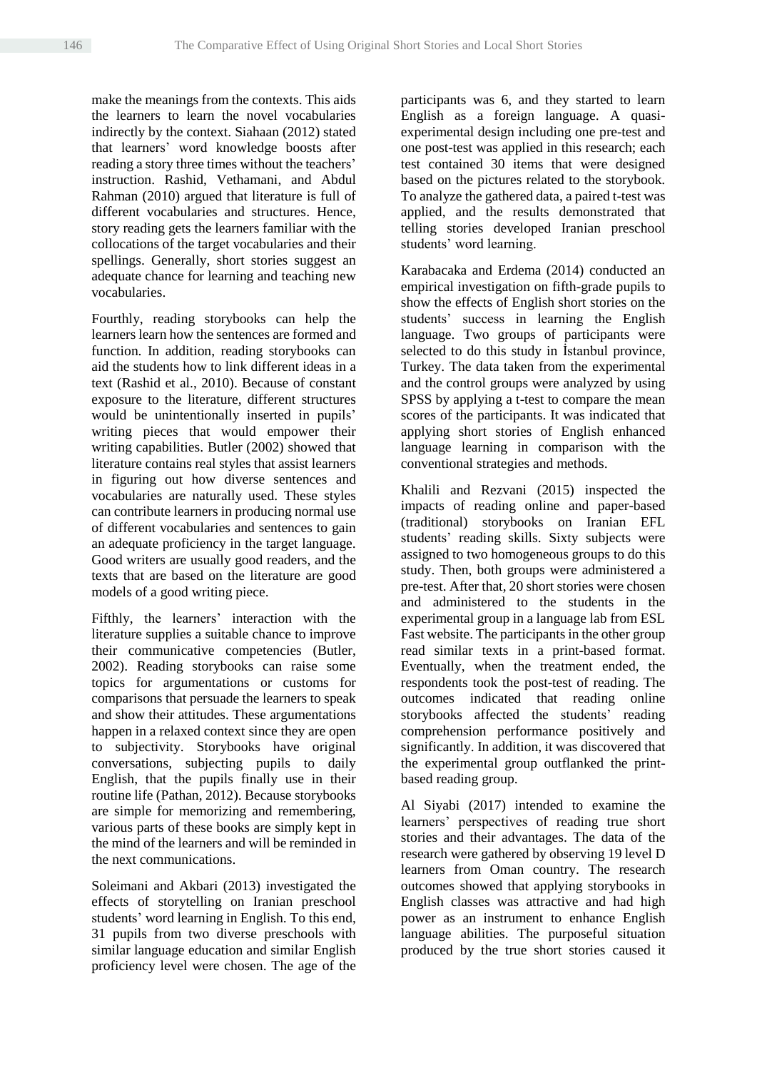make the meanings from the contexts. This aids the learners to learn the novel vocabularies indirectly by the context. Siahaan (2012) stated that learners' word knowledge boosts after reading a story three times without the teachers' instruction. Rashid, Vethamani, and Abdul Rahman (2010) argued that literature is full of different vocabularies and structures. Hence, story reading gets the learners familiar with the collocations of the target vocabularies and their spellings. Generally, short stories suggest an adequate chance for learning and teaching new vocabularies.

Fourthly, reading storybooks can help the learners learn how the sentences are formed and function. In addition, reading storybooks can aid the students how to link different ideas in a text (Rashid et al., 2010). Because of constant exposure to the literature, different structures would be unintentionally inserted in pupils' writing pieces that would empower their writing capabilities. Butler (2002) showed that literature contains real styles that assist learners in figuring out how diverse sentences and vocabularies are naturally used. These styles can contribute learners in producing normal use of different vocabularies and sentences to gain an adequate proficiency in the target language. Good writers are usually good readers, and the texts that are based on the literature are good models of a good writing piece.

Fifthly, the learners' interaction with the literature supplies a suitable chance to improve their communicative competencies (Butler, 2002). Reading storybooks can raise some topics for argumentations or customs for comparisons that persuade the learners to speak and show their attitudes. These argumentations happen in a relaxed context since they are open to subjectivity. Storybooks have original conversations, subjecting pupils to daily English, that the pupils finally use in their routine life (Pathan, 2012). Because storybooks are simple for memorizing and remembering, various parts of these books are simply kept in the mind of the learners and will be reminded in the next communications.

Soleimani and Akbari (2013) investigated the effects of storytelling on Iranian preschool students' word learning in English. To this end, 31 pupils from two diverse preschools with similar language education and similar English proficiency level were chosen. The age of the participants was 6, and they started to learn English as a foreign language. A quasi-experimental design including one pre-test and one post-test was applied in this research; each test contained 30 items that were designed based on the pictures related to the storybook. To analyze the gathered data, a paired t-test was applied, and the results demonstrated that telling stories developed Iranian preschool students' word learning.

Karabacaka and Erdema (2014) conducted an empirical investigation on fifth-grade pupils to show the effects of English short stories on the students' success in learning the English language. Two groups of participants were selected to do this study in İstanbul province, Turkey. The data taken from the experimental and the control groups were analyzed by using SPSS by applying a t-test to compare the mean scores of the participants. It was indicated that applying short stories of English enhanced language learning in comparison with the conventional strategies and methods.

Khalili and Rezvani (2015) inspected the impacts of reading online and paper-based (traditional) storybooks on Iranian EFL students' reading skills. Sixty subjects were assigned to two homogeneous groups to do this study. Then, both groups were administered a pre-test. After that, 20 short stories were chosen and administered to the students in the experimental group in a language lab from ESL Fast website. The participants in the other group read similar texts in a print-based format. Eventually, when the treatment ended, the respondents took the post-test of reading. The outcomes indicated that reading online storybooks affected the students' reading comprehension performance positively and significantly. In addition, it was discovered that the experimental group outflanked the print-based reading group.

Al Siyabi (2017) intended to examine the learners' perspectives of reading true short stories and their advantages. The data of the research were gathered by observing 19 level D learners from Oman country. The research outcomes showed that applying storybooks in English classes was attractive and had high power as an instrument to enhance English language abilities. The purposeful situation produced by the true short stories caused it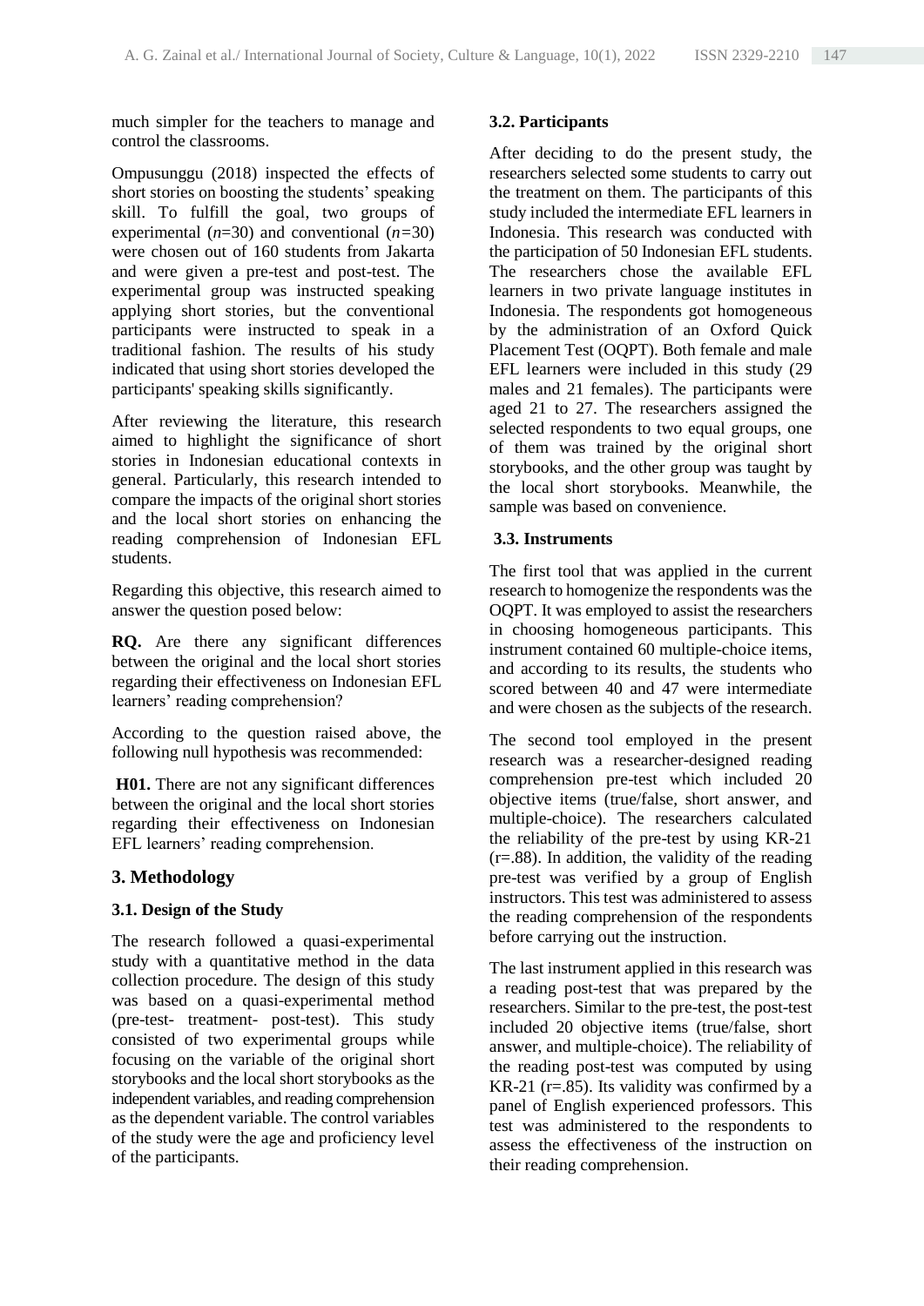much simpler for the teachers to manage and control the classrooms.

Ompusunggu (2018) inspected the effects of short stories on boosting the students' speaking skill. To fulfill the goal, two groups of experimental ($n$=30) and conventional ($n$=30) were chosen out of 160 students from Jakarta and were given a pre-test and post-test. The experimental group was instructed speaking applying short stories, but the conventional participants were instructed to speak in a traditional fashion. The results of his study indicated that using short stories developed the participants' speaking skills significantly.

After reviewing the literature, this research aimed to highlight the significance of short stories in Indonesian educational contexts in general. Particularly, this research intended to compare the impacts of the original short stories and the local short stories on enhancing the reading comprehension of Indonesian EFL students.

Regarding this objective, this research aimed to answer the question posed below:

**RQ.** Are there any significant differences between the original and the local short stories regarding their effectiveness on Indonesian EFL learners' reading comprehension?

According to the question raised above, the following null hypothesis was recommended:

**H01.** There are not any significant differences between the original and the local short stories regarding their effectiveness on Indonesian EFL learners' reading comprehension.

## 3. Methodology

### 3.1. Design of the Study

The research followed a quasi-experimental study with a quantitative method in the data collection procedure. The design of this study was based on a quasi-experimental method (pre-test- treatment- post-test). This study consisted of two experimental groups while focusing on the variable of the original short storybooks and the local short storybooks as the independent variables, and reading comprehension as the dependent variable. The control variables of the study were the age and proficiency level of the participants.

### 3.2. Participants

After deciding to do the present study, the researchers selected some students to carry out the treatment on them. The participants of this study included the intermediate EFL learners in Indonesia. This research was conducted with the participation of 50 Indonesian EFL students. The researchers chose the available EFL learners in two private language institutes in Indonesia. The respondents got homogeneous by the administration of an Oxford Quick Placement Test (OQPT). Both female and male EFL learners were included in this study (29 males and 21 females). The participants were aged 21 to 27. The researchers assigned the selected respondents to two equal groups, one of them was trained by the original short storybooks, and the other group was taught by the local short storybooks. Meanwhile, the sample was based on convenience.

### 3.3. Instruments

The first tool that was applied in the current research to homogenize the respondents was the OQPT. It was employed to assist the researchers in choosing homogeneous participants. This instrument contained 60 multiple-choice items, and according to its results, the students who scored between 40 and 47 were intermediate and were chosen as the subjects of the research.

The second tool employed in the present research was a researcher-designed reading comprehension pre-test which included 20 objective items (true/false, short answer, and multiple-choice). The researchers calculated the reliability of the pre-test by using KR-21 (r=.88). In addition, the validity of the reading pre-test was verified by a group of English instructors. This test was administered to assess the reading comprehension of the respondents before carrying out the instruction.

The last instrument applied in this research was a reading post-test that was prepared by the researchers. Similar to the pre-test, the post-test included 20 objective items (true/false, short answer, and multiple-choice). The reliability of the reading post-test was computed by using KR-21 (r=.85). Its validity was confirmed by a panel of English experienced professors. This test was administered to the respondents to assess the effectiveness of the instruction on their reading comprehension.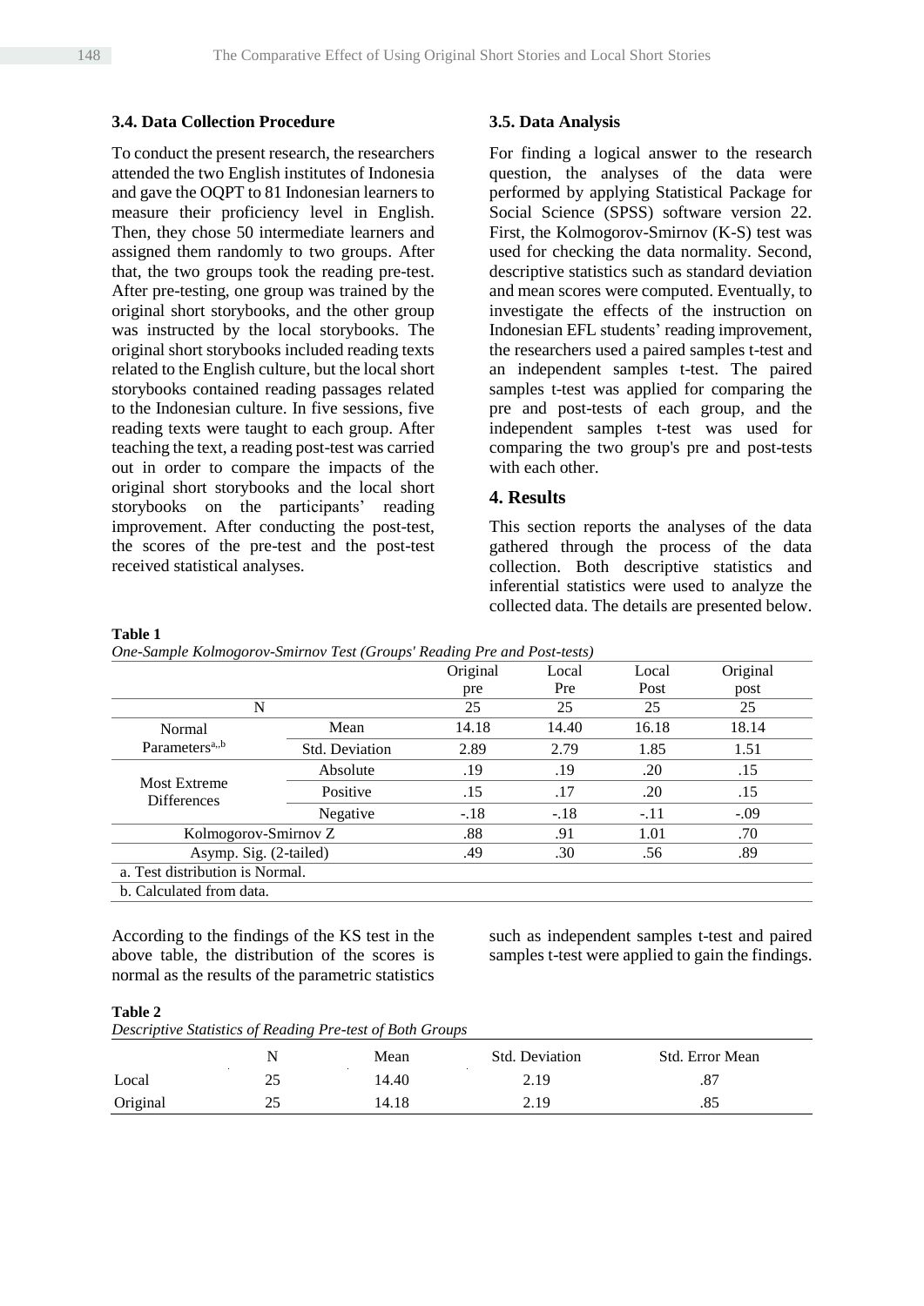### 3.4. Data Collection Procedure

To conduct the present research, the researchers attended the two English institutes of Indonesia and gave the OQPT to 81 Indonesian learners to measure their proficiency level in English. Then, they chose 50 intermediate learners and assigned them randomly to two groups. After that, the two groups took the reading pre-test. After pre-testing, one group was trained by the original short storybooks, and the other group was instructed by the local storybooks. The original short storybooks included reading texts related to the English culture, but the local short storybooks contained reading passages related to the Indonesian culture. In five sessions, five reading texts were taught to each group. After teaching the text, a reading post-test was carried out in order to compare the impacts of the original short storybooks and the local short storybooks on the participants' reading improvement. After conducting the post-test, the scores of the pre-test and the post-test received statistical analyses.

### 3.5. Data Analysis

For finding a logical answer to the research question, the analyses of the data were performed by applying Statistical Package for Social Science (SPSS) software version 22. First, the Kolmogorov-Smirnov (K-S) test was used for checking the data normality. Second, descriptive statistics such as standard deviation and mean scores were computed. Eventually, to investigate the effects of the instruction on Indonesian EFL students' reading improvement, the researchers used a paired samples t-test and an independent samples t-test. The paired samples t-test was applied for comparing the pre and post-tests of each group, and the independent samples t-test was used for comparing the two group's pre and post-tests with each other.

## 4. Results

This section reports the analyses of the data gathered through the process of the data collection. Both descriptive statistics and inferential statistics were used to analyze the collected data. The details are presented below.

**Table 1**

*One-Sample Kolmogorov-Smirnov Test (Groups' Reading Pre and Post-tests)*

| | | Original pre | Local Pre | Local Post | Original post |
|---|---|---|---|---|---|
| N | | 25 | 25 | 25 | 25 |
| Normal Parameters[a,,b] | Mean | 14.18 | 14.40 | 16.18 | 18.14 |
| | Std. Deviation | 2.89 | 2.79 | 1.85 | 1.51 |
| Most Extreme Differences | Absolute | .19 | .19 | .20 | .15 |
| | Positive | .15 | .17 | .20 | .15 |
| | Negative | -.18 | -.18 | -.11 | -.09 |
| Kolmogorov-Smirnov Z | | .88 | .91 | 1.01 | .70 |
| Asymp. Sig. (2-tailed) | | .49 | .30 | .56 | .89 |

a. Test distribution is Normal.

b. Calculated from data.

According to the findings of the KS test in the above table, the distribution of the scores is normal as the results of the parametric statistics such as independent samples t-test and paired samples t-test were applied to gain the findings.

**Table 2**

*Descriptive Statistics of Reading Pre-test of Both Groups*

| | N | Mean | Std. Deviation | Std. Error Mean |
|---|---|---|---|---|
| Local | 25 | 14.40 | 2.19 | .87 |
| Original | 25 | 14.18 | 2.19 | .85 |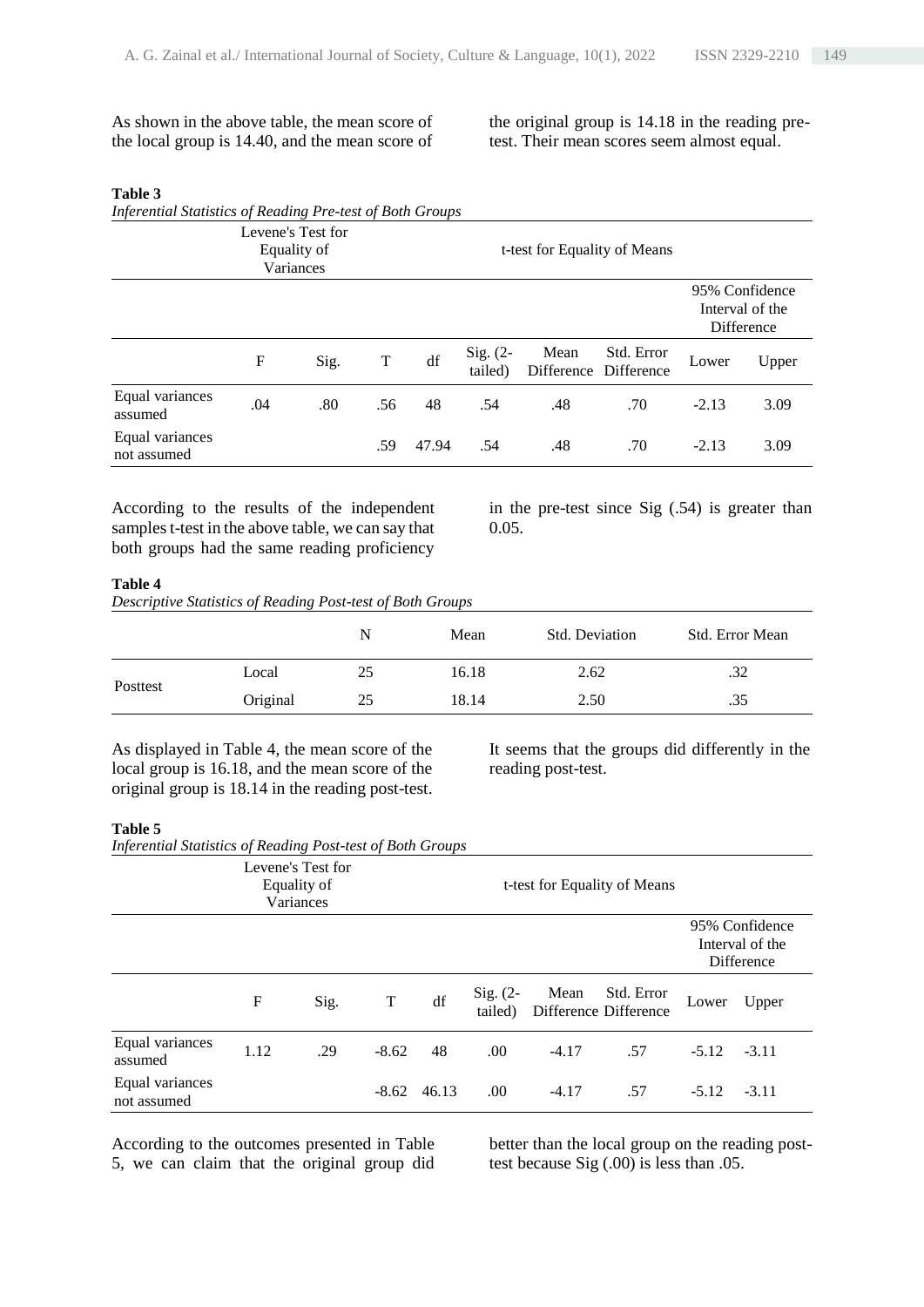As shown in the above table, the mean score of the local group is 14.40, and the mean score of the original group is 14.18 in the reading pre-test. Their mean scores seem almost equal.

**Table 3**

*Inferential Statistics of Reading Pre-test of Both Groups*

| | Levene's Test for Equality of Variances | | t-test for Equality of Means | | | | | | |
|---|---|---|---|---|---|---|---|---|---|
| | | | | | | | | 95% Confidence Interval of the Difference | |
| | F | Sig. | T | df | Sig. (2-tailed) | Mean Difference | Std. Error Difference | Lower | Upper |
| Equal variances assumed | .04 | .80 | .56 | 48 | .54 | .48 | .70 | -2.13 | 3.09 |
| Equal variances not assumed | | | .59 | 47.94 | .54 | .48 | .70 | -2.13 | 3.09 |

According to the results of the independent samples t-test in the above table, we can say that both groups had the same reading proficiency in the pre-test since Sig (.54) is greater than 0.05.

**Table 4**

*Descriptive Statistics of Reading Post-test of Both Groups*

| | | N | Mean | Std. Deviation | Std. Error Mean |
|---|---|---|---|---|---|
| Posttest | Local | 25 | 16.18 | 2.62 | .32 |
| | Original | 25 | 18.14 | 2.50 | .35 |

As displayed in Table 4, the mean score of the local group is 16.18, and the mean score of the original group is 18.14 in the reading post-test. It seems that the groups did differently in the reading post-test.

**Table 5**

*Inferential Statistics of Reading Post-test of Both Groups*

| | Levene's Test for Equality of Variances | | t-test for Equality of Means | | | | | | |
|---|---|---|---|---|---|---|---|---|---|
| | | | | | | | | 95% Confidence Interval of the Difference | |
| | F | Sig. | T | df | Sig. (2-tailed) | Mean Difference | Std. Error Difference | Lower | Upper |
| Equal variances assumed | 1.12 | .29 | -8.62 | 48 | .00 | -4.17 | .57 | -5.12 | -3.11 |
| Equal variances not assumed | | | -8.62 | 46.13 | .00 | -4.17 | .57 | -5.12 | -3.11 |

According to the outcomes presented in Table 5, we can claim that the original group did better than the local group on the reading post-test because Sig (.00) is less than .05.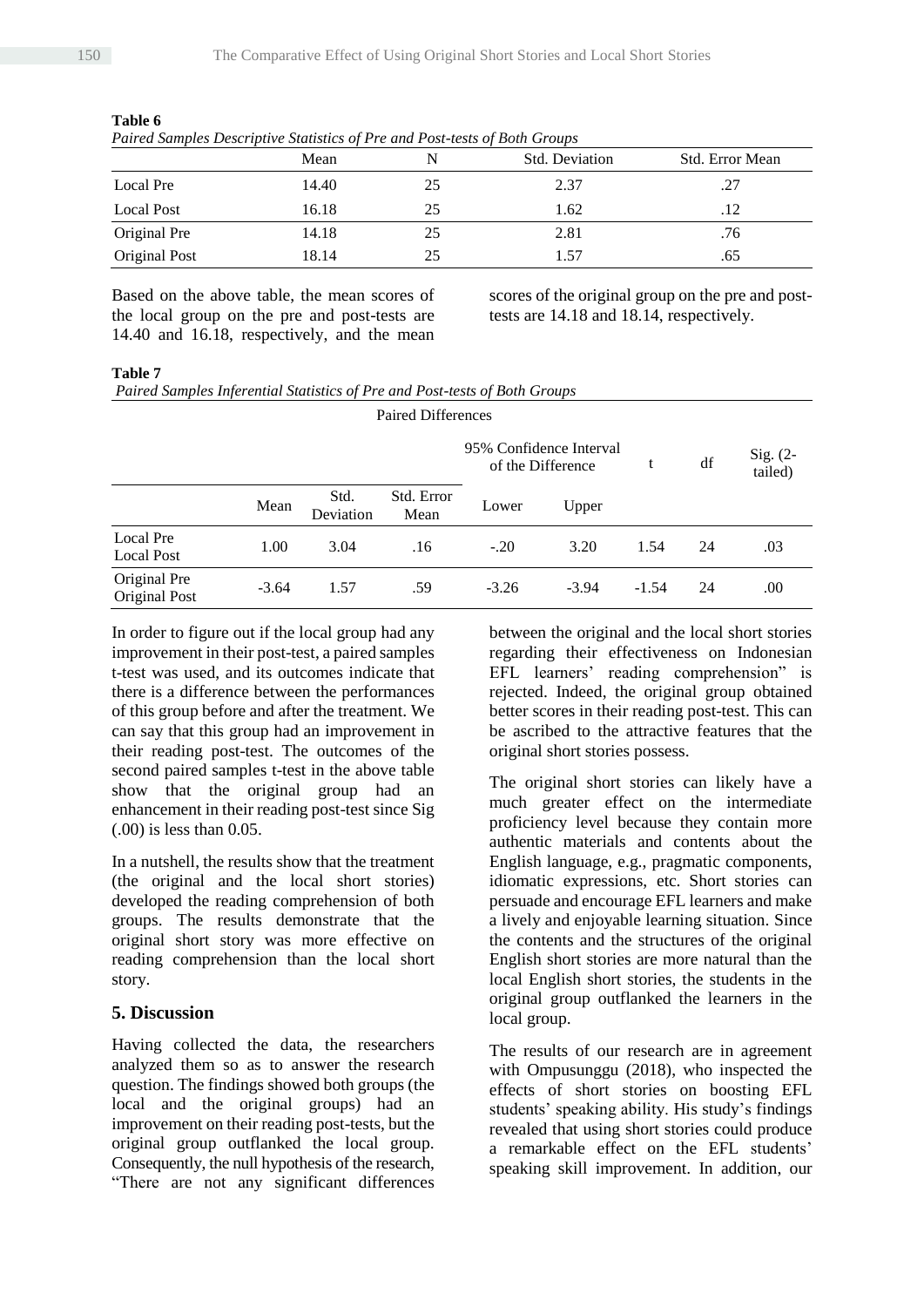**Table 6**

*Paired Samples Descriptive Statistics of Pre and Post-tests of Both Groups*

| | Mean | N | Std. Deviation | Std. Error Mean |
|---|---|---|---|---|
| Local Pre | 14.40 | 25 | 2.37 | .27 |
| Local Post | 16.18 | 25 | 1.62 | .12 |
| Original Pre | 14.18 | 25 | 2.81 | .76 |
| Original Post | 18.14 | 25 | 1.57 | .65 |

Based on the above table, the mean scores of the local group on the pre and post-tests are 14.40 and 16.18, respectively, and the mean scores of the original group on the pre and post-tests are 14.18 and 18.14, respectively.

**Table 7**

*Paired Samples Inferential Statistics of Pre and Post-tests of Both Groups*

| | Paired Differences | | | | | t | df | Sig. (2-tailed) |
|---|---|---|---|---|---|---|---|---|
| | | | | 95% Confidence Interval of the Difference | | | | |
| | Mean | Std. Deviation | Std. Error Mean | Lower | Upper | | | |
| Local Pre Local Post | 1.00 | 3.04 | .16 | -.20 | 3.20 | 1.54 | 24 | .03 |
| Original Pre Original Post | -3.64 | 1.57 | .59 | -3.26 | -3.94 | -1.54 | 24 | .00 |

In order to figure out if the local group had any improvement in their post-test, a paired samples t-test was used, and its outcomes indicate that there is a difference between the performances of this group before and after the treatment. We can say that this group had an improvement in their reading post-test. The outcomes of the second paired samples t-test in the above table show that the original group had an enhancement in their reading post-test since Sig (.00) is less than 0.05.

In a nutshell, the results show that the treatment (the original and the local short stories) developed the reading comprehension of both groups. The results demonstrate that the original short story was more effective on reading comprehension than the local short story.

## 5. Discussion

Having collected the data, the researchers analyzed them so as to answer the research question. The findings showed both groups (the local and the original groups) had an improvement on their reading post-tests, but the original group outflanked the local group. Consequently, the null hypothesis of the research, "There are not any significant differences between the original and the local short stories regarding their effectiveness on Indonesian EFL learners' reading comprehension" is rejected. Indeed, the original group obtained better scores in their reading post-test. This can be ascribed to the attractive features that the original short stories possess.

The original short stories can likely have a much greater effect on the intermediate proficiency level because they contain more authentic materials and contents about the English language, e.g., pragmatic components, idiomatic expressions, etc. Short stories can persuade and encourage EFL learners and make a lively and enjoyable learning situation. Since the contents and the structures of the original English short stories are more natural than the local English short stories, the students in the original group outflanked the learners in the local group.

The results of our research are in agreement with Ompusunggu (2018), who inspected the effects of short stories on boosting EFL students' speaking ability. His study's findings revealed that using short stories could produce a remarkable effect on the EFL students' speaking skill improvement. In addition, our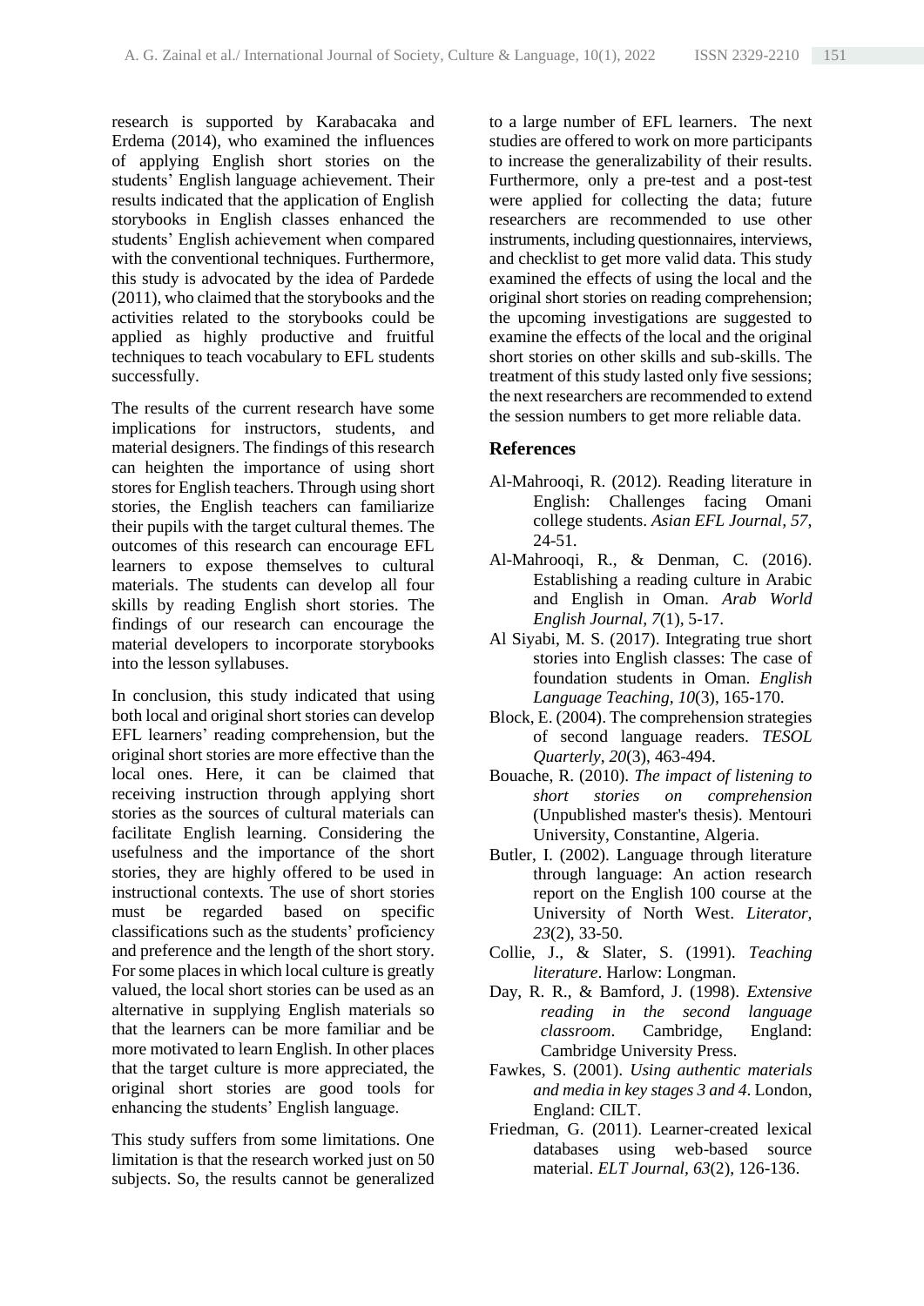research is supported by Karabacaka and Erdema (2014), who examined the influences of applying English short stories on the students' English language achievement. Their results indicated that the application of English storybooks in English classes enhanced the students' English achievement when compared with the conventional techniques. Furthermore, this study is advocated by the idea of Pardede (2011), who claimed that the storybooks and the activities related to the storybooks could be applied as highly productive and fruitful techniques to teach vocabulary to EFL students successfully.

The results of the current research have some implications for instructors, students, and material designers. The findings of this research can heighten the importance of using short stores for English teachers. Through using short stories, the English teachers can familiarize their pupils with the target cultural themes. The outcomes of this research can encourage EFL learners to expose themselves to cultural materials. The students can develop all four skills by reading English short stories. The findings of our research can encourage the material developers to incorporate storybooks into the lesson syllabuses.

In conclusion, this study indicated that using both local and original short stories can develop EFL learners' reading comprehension, but the original short stories are more effective than the local ones. Here, it can be claimed that receiving instruction through applying short stories as the sources of cultural materials can facilitate English learning. Considering the usefulness and the importance of the short stories, they are highly offered to be used in instructional contexts. The use of short stories must be regarded based on specific classifications such as the students' proficiency and preference and the length of the short story. For some places in which local culture is greatly valued, the local short stories can be used as an alternative in supplying English materials so that the learners can be more familiar and be more motivated to learn English. In other places that the target culture is more appreciated, the original short stories are good tools for enhancing the students' English language.

This study suffers from some limitations. One limitation is that the research worked just on 50 subjects. So, the results cannot be generalized to a large number of EFL learners. The next studies are offered to work on more participants to increase the generalizability of their results. Furthermore, only a pre-test and a post-test were applied for collecting the data; future researchers are recommended to use other instruments, including questionnaires, interviews, and checklist to get more valid data. This study examined the effects of using the local and the original short stories on reading comprehension; the upcoming investigations are suggested to examine the effects of the local and the original short stories on other skills and sub-skills. The treatment of this study lasted only five sessions; the next researchers are recommended to extend the session numbers to get more reliable data.

## References

Al-Mahrooqi, R. (2012). Reading literature in English: Challenges facing Omani college students. *Asian EFL Journal, 57*, 24-51.

Al-Mahrooqi, R., & Denman, C. (2016). Establishing a reading culture in Arabic and English in Oman. *Arab World English Journal, 7*(1), 5-17.

Al Siyabi, M. S. (2017). Integrating true short stories into English classes: The case of foundation students in Oman. *English Language Teaching, 10*(3), 165-170.

Block, E. (2004). The comprehension strategies of second language readers. *TESOL Quarterly, 20*(3), 463-494.

Bouache, R. (2010). *The impact of listening to short stories on comprehension* (Unpublished master's thesis). Mentouri University, Constantine, Algeria.

Butler, I. (2002). Language through literature through language: An action research report on the English 100 course at the University of North West. *Literator, 23*(2), 33-50.

Collie, J., & Slater, S. (1991). *Teaching literature*. Harlow: Longman.

Day, R. R., & Bamford, J. (1998). *Extensive reading in the second language classroom*. Cambridge, England: Cambridge University Press.

Fawkes, S. (2001). *Using authentic materials and media in key stages 3 and 4*. London, England: CILT.

Friedman, G. (2011). Learner-created lexical databases using web-based source material. *ELT Journal, 63*(2), 126-136.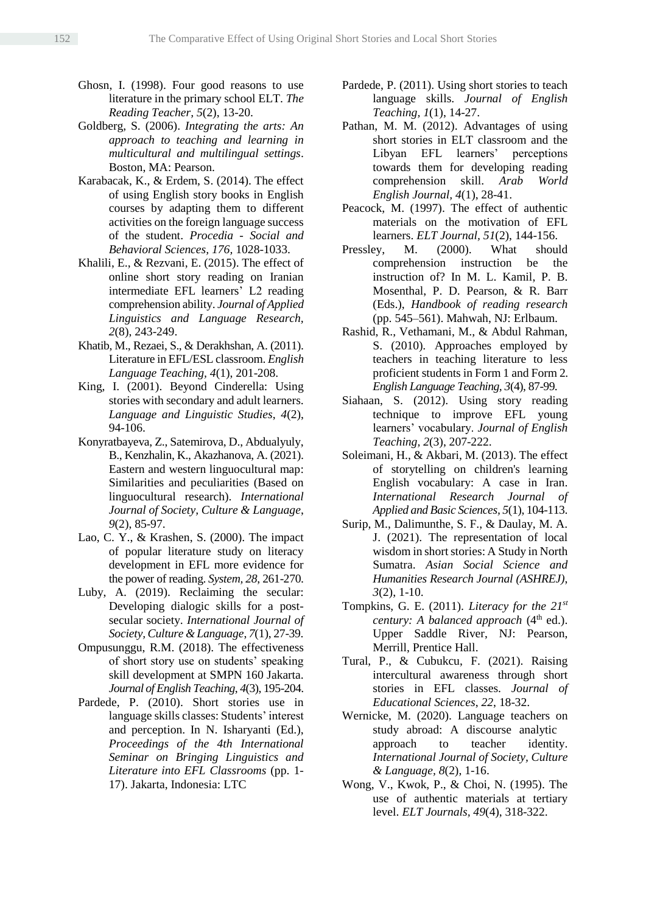Ghosn, I. (1998). Four good reasons to use literature in the primary school ELT. *The Reading Teacher, 5*(2), 13-20.

Goldberg, S. (2006). *Integrating the arts: An approach to teaching and learning in multicultural and multilingual settings*. Boston, MA: Pearson.

Karabacak, K., & Erdem, S. (2014). The effect of using English story books in English courses by adapting them to different activities on the foreign language success of the student. *Procedia - Social and Behavioral Sciences, 176*, 1028-1033.

Khalili, E., & Rezvani, E. (2015). The effect of online short story reading on Iranian intermediate EFL learners' L2 reading comprehension ability. *Journal of Applied Linguistics and Language Research, 2*(8), 243-249.

Khatib, M., Rezaei, S., & Derakhshan, A. (2011). Literature in EFL/ESL classroom. *English Language Teaching, 4*(1), 201-208.

King, I. (2001). Beyond Cinderella: Using stories with secondary and adult learners. *Language and Linguistic Studies*, *4*(2), 94-106.

Konyratbayeva, Z., Satemirova, D., Abdualyuly, B., Kenzhalin, K., Akazhanova, A. (2021). Eastern and western linguocultural map: Similarities and peculiarities (Based on linguocultural research). *International Journal of Society, Culture & Language*, *9*(2), 85-97.

Lao, C. Y., & Krashen, S. (2000). The impact of popular literature study on literacy development in EFL more evidence for the power of reading. *System, 28*, 261-270.

Luby, A. (2019). Reclaiming the secular: Developing dialogic skills for a post-secular society. *International Journal of Society, Culture & Language, 7*(1), 27-39.

Ompusunggu, R.M. (2018). The effectiveness of short story use on students' speaking skill development at SMPN 160 Jakarta. *Journal of English Teaching, 4*(3), 195-204.

Pardede, P. (2010). Short stories use in language skills classes: Students' interest and perception. In N. Isharyanti (Ed.), *Proceedings of the 4th International Seminar on Bringing Linguistics and Literature into EFL Classrooms* (pp. 1-17). Jakarta, Indonesia: LTC

Pardede, P. (2011). Using short stories to teach language skills. *Journal of English Teaching, 1*(1), 14-27.

Pathan, M. M. (2012). Advantages of using short stories in ELT classroom and the Libyan EFL learners' perceptions towards them for developing reading comprehension skill. *Arab World English Journal, 4*(1), 28-41.

Peacock, M. (1997). The effect of authentic materials on the motivation of EFL learners. *ELT Journal, 51*(2), 144-156.

Pressley, M. (2000). What should comprehension instruction be the instruction of? In M. L. Kamil, P. B. Mosenthal, P. D. Pearson, & R. Barr (Eds.), *Handbook of reading research* (pp. 545–561). Mahwah, NJ: Erlbaum.

Rashid, R., Vethamani, M., & Abdul Rahman, S. (2010). Approaches employed by teachers in teaching literature to less proficient students in Form 1 and Form 2. *English Language Teaching, 3*(4), 87-99.

Siahaan, S. (2012). Using story reading technique to improve EFL young learners' vocabulary. *Journal of English Teaching, 2*(3), 207-222.

Soleimani, H., & Akbari, M. (2013). The effect of storytelling on children's learning English vocabulary: A case in Iran. *International Research Journal of Applied and Basic Sciences, 5*(1), 104-113.

Surip, M., Dalimunthe, S. F., & Daulay, M. A. J. (2021). The representation of local wisdom in short stories: A Study in North Sumatra. *Asian Social Science and Humanities Research Journal (ASHREJ), 3*(2), 1-10.

Tompkins, G. E. (2011). *Literacy for the 21st century: A balanced approach* (4th ed.). Upper Saddle River, NJ: Pearson, Merrill, Prentice Hall.

Tural, P., & Cubukcu, F. (2021). Raising intercultural awareness through short stories in EFL classes. *Journal of Educational Sciences, 22*, 18-32.

Wernicke, M. (2020). Language teachers on study abroad: A discourse analytic approach to teacher identity. *International Journal of Society, Culture & Language, 8*(2), 1-16.

Wong, V., Kwok, P., & Choi, N. (1995). The use of authentic materials at tertiary level. *ELT Journals, 49*(4), 318-322.